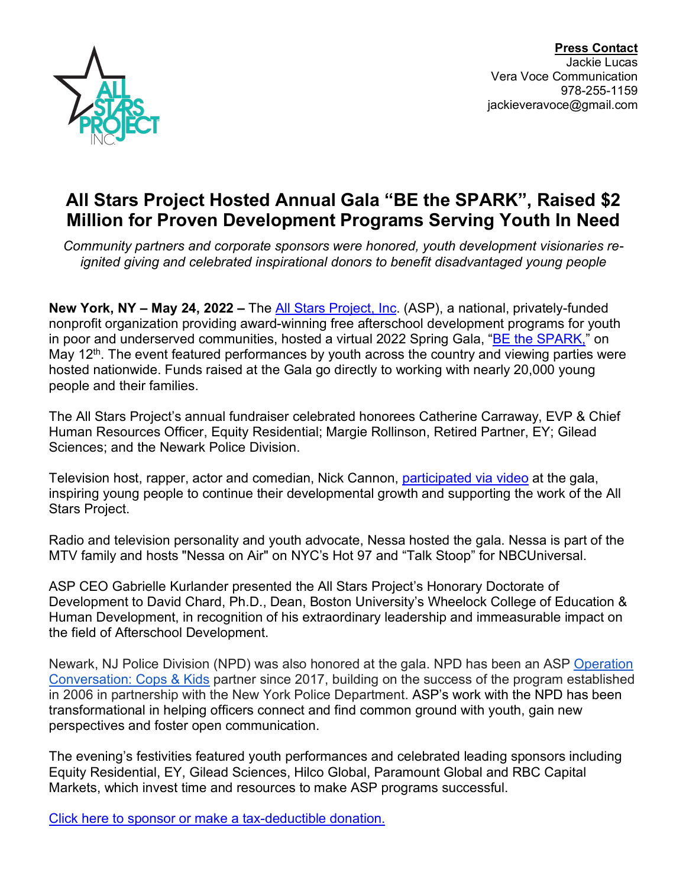**Press Contact**
Jackie Lucas
Vera Voce Communication
978-255-1159
jackieveravoce@gmail.com

# All Stars Project Hosted Annual Gala "BE the SPARK", Raised $2 Million for Proven Development Programs Serving Youth In Need

*Community partners and corporate sponsors were honored, youth development visionaries re-ignited giving and celebrated inspirational donors to benefit disadvantaged young people*

**New York, NY – May 24, 2022 –** The All Stars Project, Inc. (ASP), a national, privately-funded nonprofit organization providing award-winning free afterschool development programs for youth in poor and underserved communities, hosted a virtual 2022 Spring Gala, "BE the SPARK," on May 12th. The event featured performances by youth across the country and viewing parties were hosted nationwide. Funds raised at the Gala go directly to working with nearly 20,000 young people and their families.

The All Stars Project's annual fundraiser celebrated honorees Catherine Carraway, EVP & Chief Human Resources Officer, Equity Residential; Margie Rollinson, Retired Partner, EY; Gilead Sciences; and the Newark Police Division.

Television host, rapper, actor and comedian, Nick Cannon, participated via video at the gala, inspiring young people to continue their developmental growth and supporting the work of the All Stars Project.

Radio and television personality and youth advocate, Nessa hosted the gala. Nessa is part of the MTV family and hosts "Nessa on Air" on NYC's Hot 97 and "Talk Stoop" for NBCUniversal.

ASP CEO Gabrielle Kurlander presented the All Stars Project's Honorary Doctorate of Development to David Chard, Ph.D., Dean, Boston University's Wheelock College of Education & Human Development, in recognition of his extraordinary leadership and immeasurable impact on the field of Afterschool Development.

Newark, NJ Police Division (NPD) was also honored at the gala. NPD has been an ASP Operation Conversation: Cops & Kids partner since 2017, building on the success of the program established in 2006 in partnership with the New York Police Department. ASP's work with the NPD has been transformational in helping officers connect and find common ground with youth, gain new perspectives and foster open communication.

The evening's festivities featured youth performances and celebrated leading sponsors including Equity Residential, EY, Gilead Sciences, Hilco Global, Paramount Global and RBC Capital Markets, which invest time and resources to make ASP programs successful.

Click here to sponsor or make a tax-deductible donation.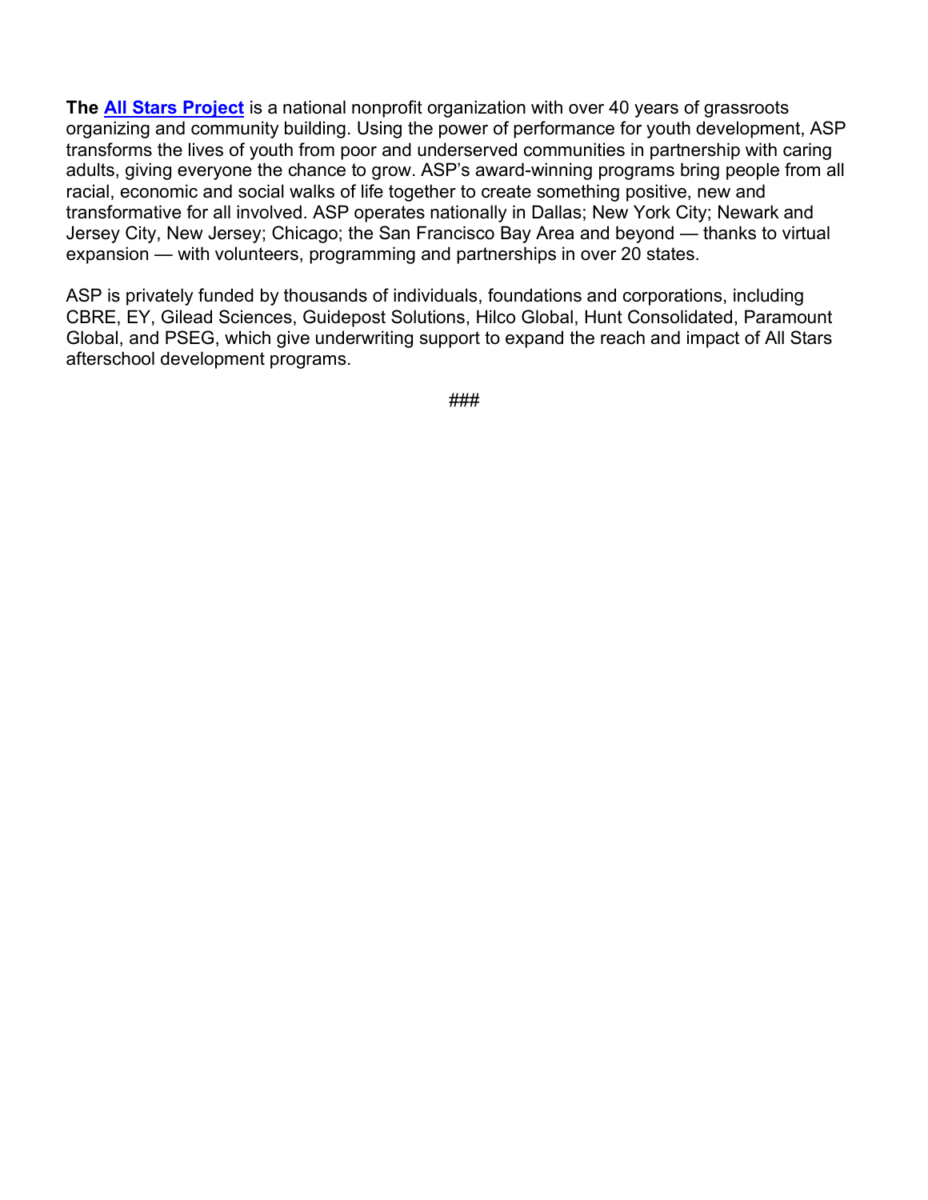**The [All Stars Project](All Stars Project)** is a national nonprofit organization with over 40 years of grassroots organizing and community building. Using the power of performance for youth development, ASP transforms the lives of youth from poor and underserved communities in partnership with caring adults, giving everyone the chance to grow. ASP's award-winning programs bring people from all racial, economic and social walks of life together to create something positive, new and transformative for all involved. ASP operates nationally in Dallas; New York City; Newark and Jersey City, New Jersey; Chicago; the San Francisco Bay Area and beyond — thanks to virtual expansion — with volunteers, programming and partnerships in over 20 states.

ASP is privately funded by thousands of individuals, foundations and corporations, including CBRE, EY, Gilead Sciences, Guidepost Solutions, Hilco Global, Hunt Consolidated, Paramount Global, and PSEG, which give underwriting support to expand the reach and impact of All Stars afterschool development programs.

###